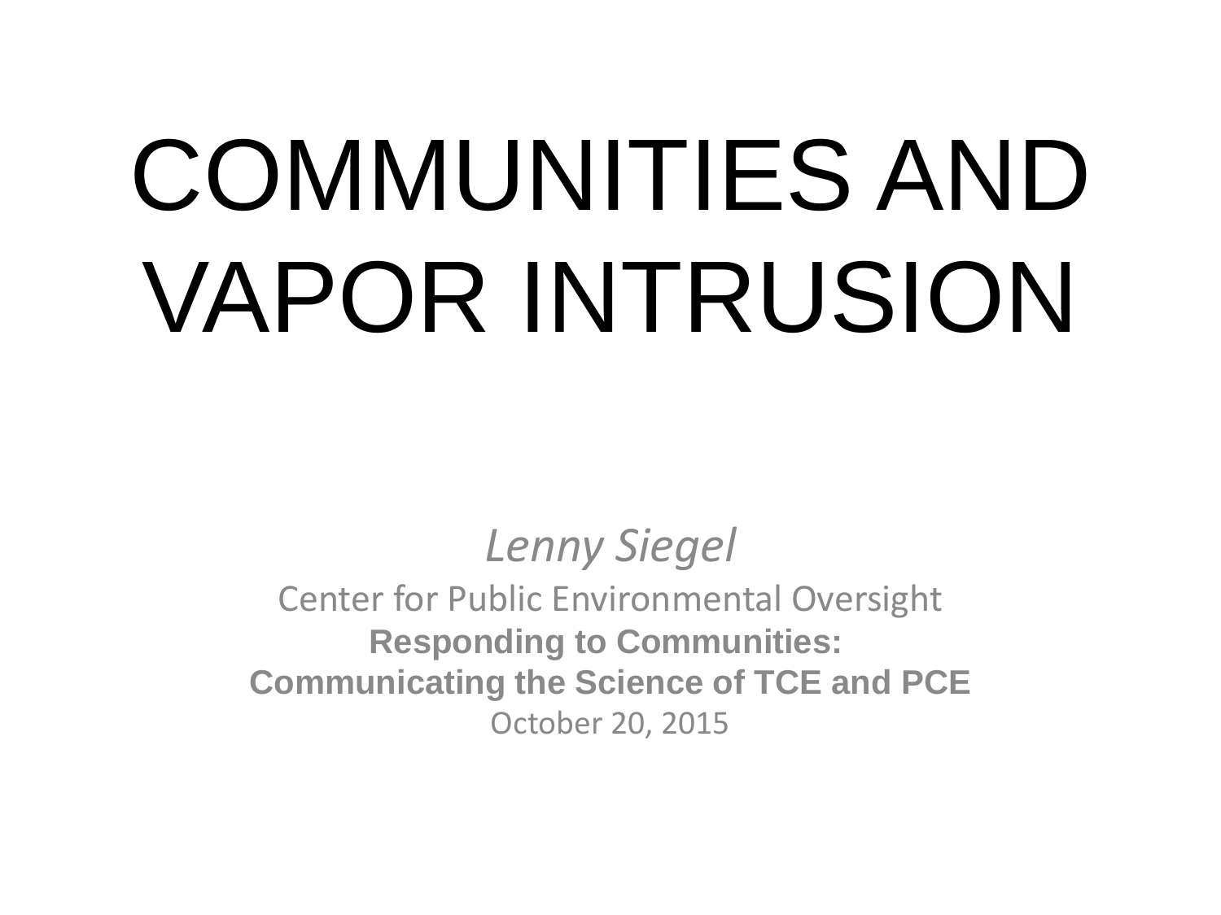# COMMUNITIES AND VAPOR INTRUSION

*Lenny Siegel*

Center for Public Environmental Oversight

**Responding to Communities:**
**Communicating the Science of TCE and PCE**

October 20, 2015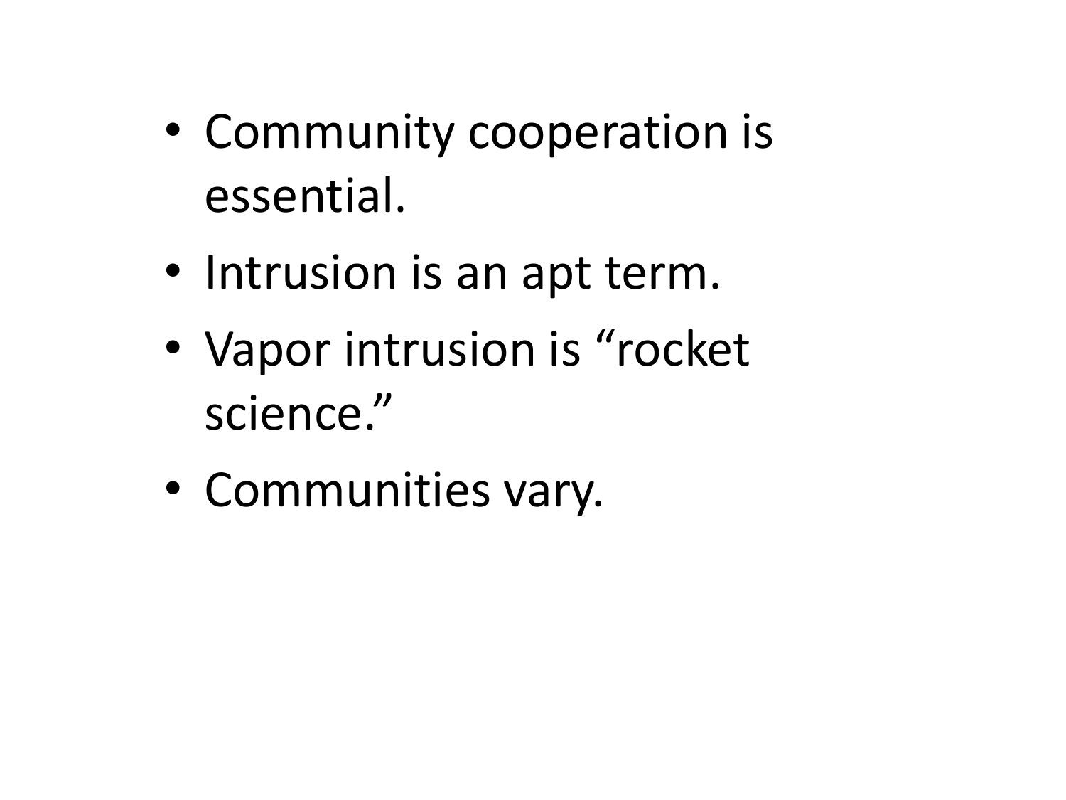- Community cooperation is essential.
- Intrusion is an apt term.
- Vapor intrusion is “rocket science.”
- Communities vary.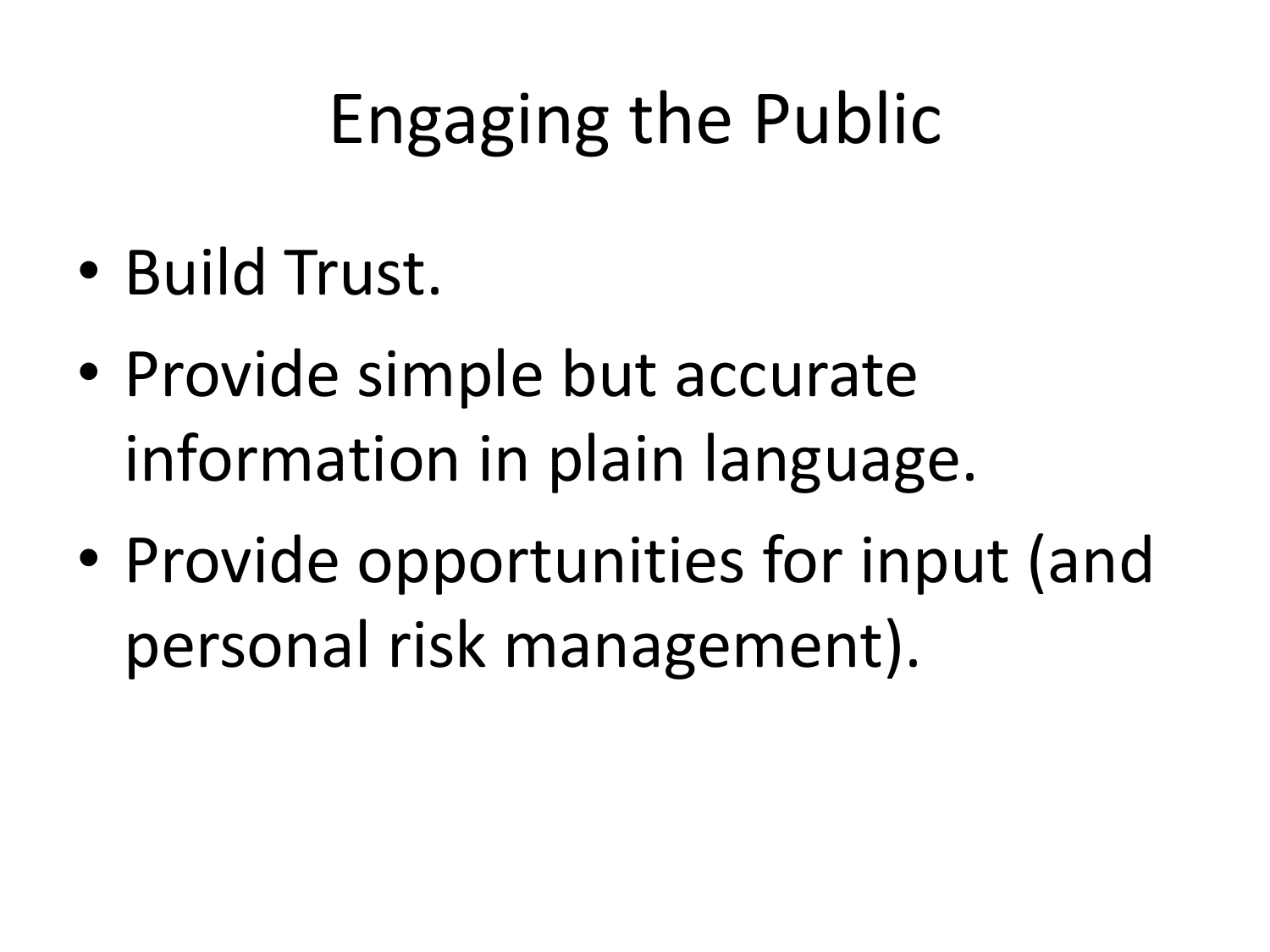# Engaging the Public

- Build Trust.
- Provide simple but accurate information in plain language.
- Provide opportunities for input (and personal risk management).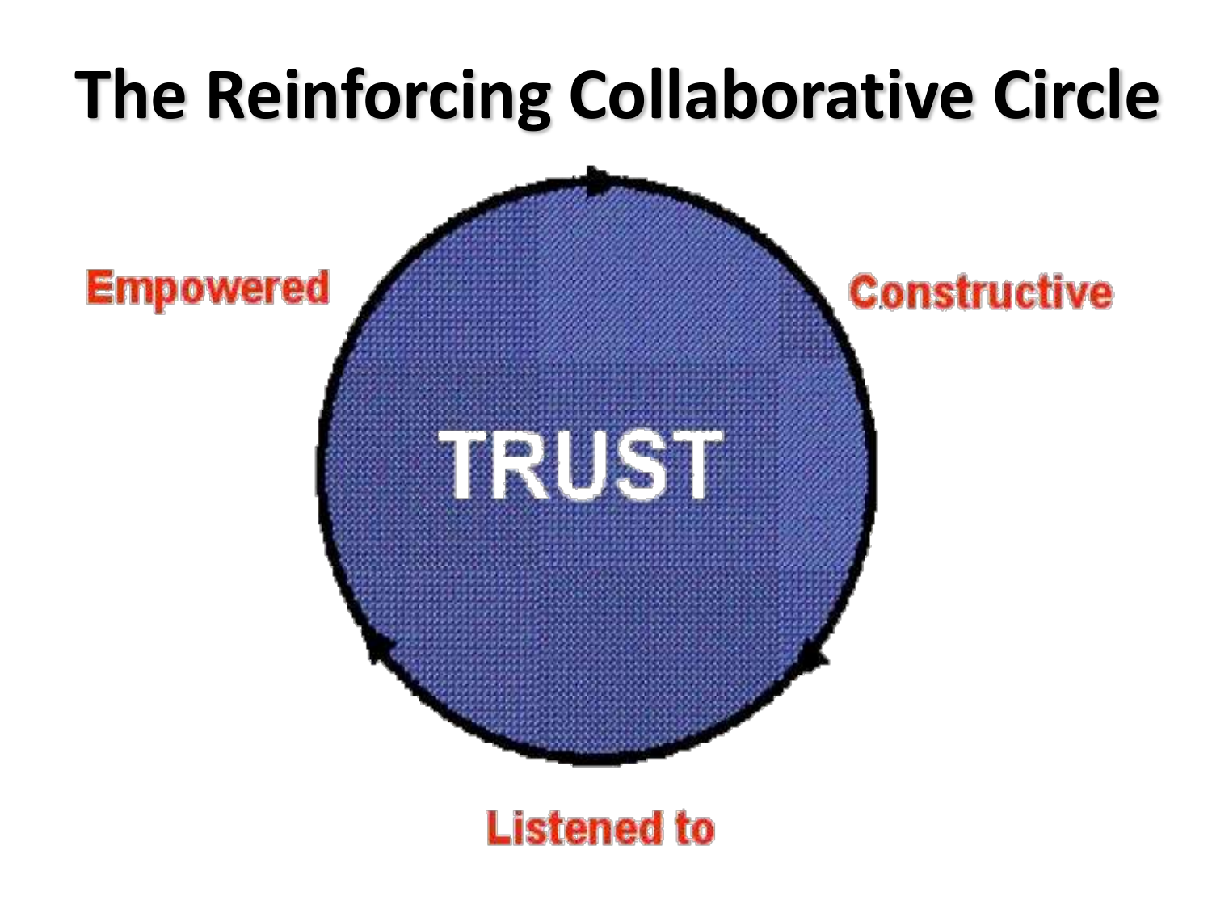# The Reinforcing Collaborative Circle

TRUST

Empowered

Constructive

Listened to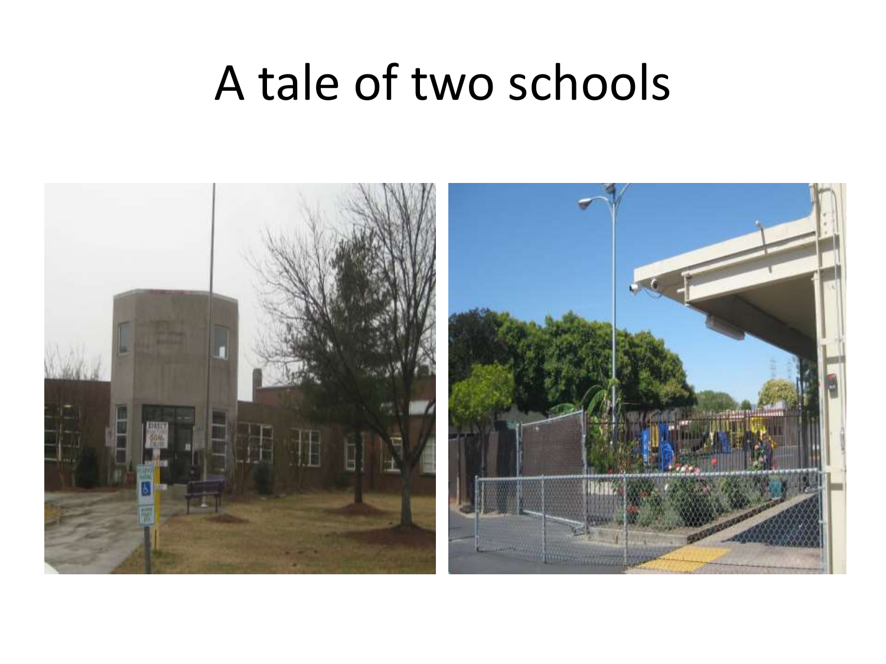# A tale of two schools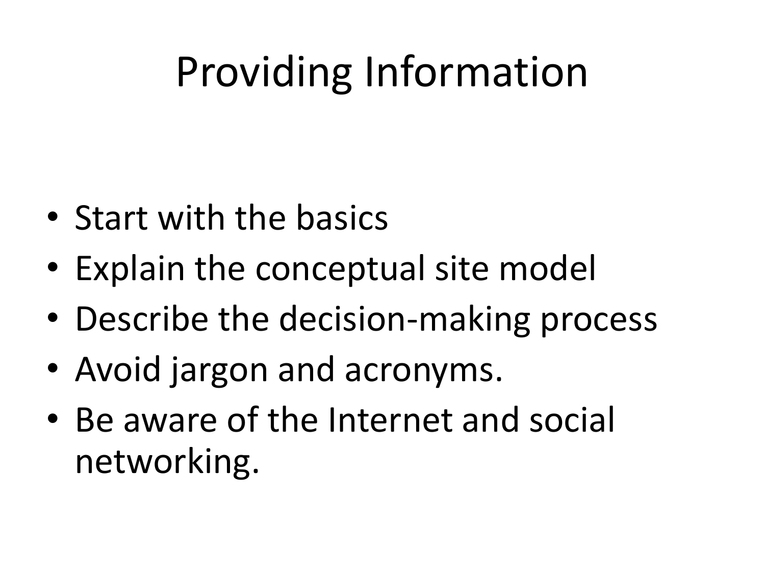# Providing Information

- Start with the basics
- Explain the conceptual site model
- Describe the decision-making process
- Avoid jargon and acronyms.
- Be aware of the Internet and social networking.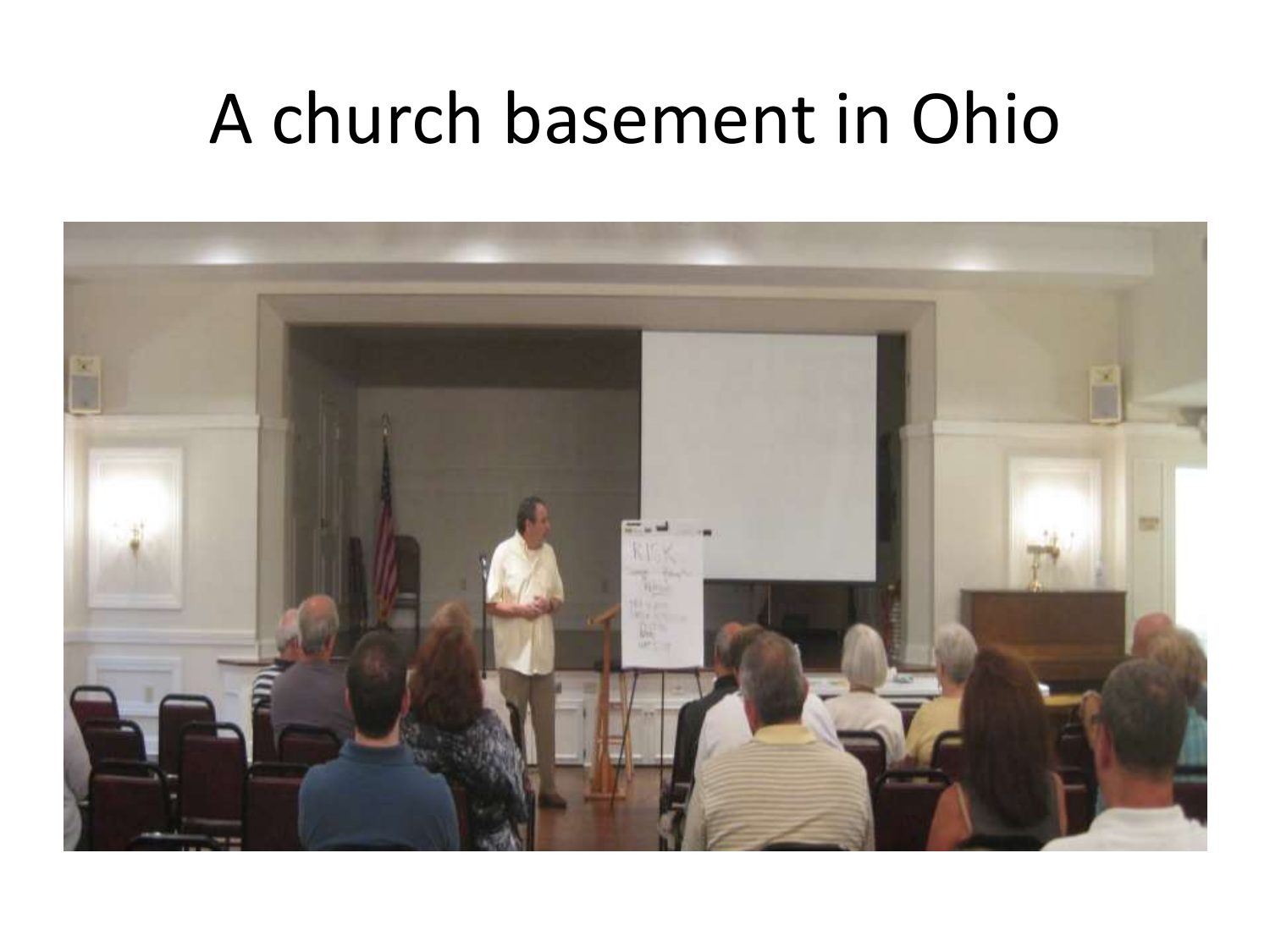# A church basement in Ohio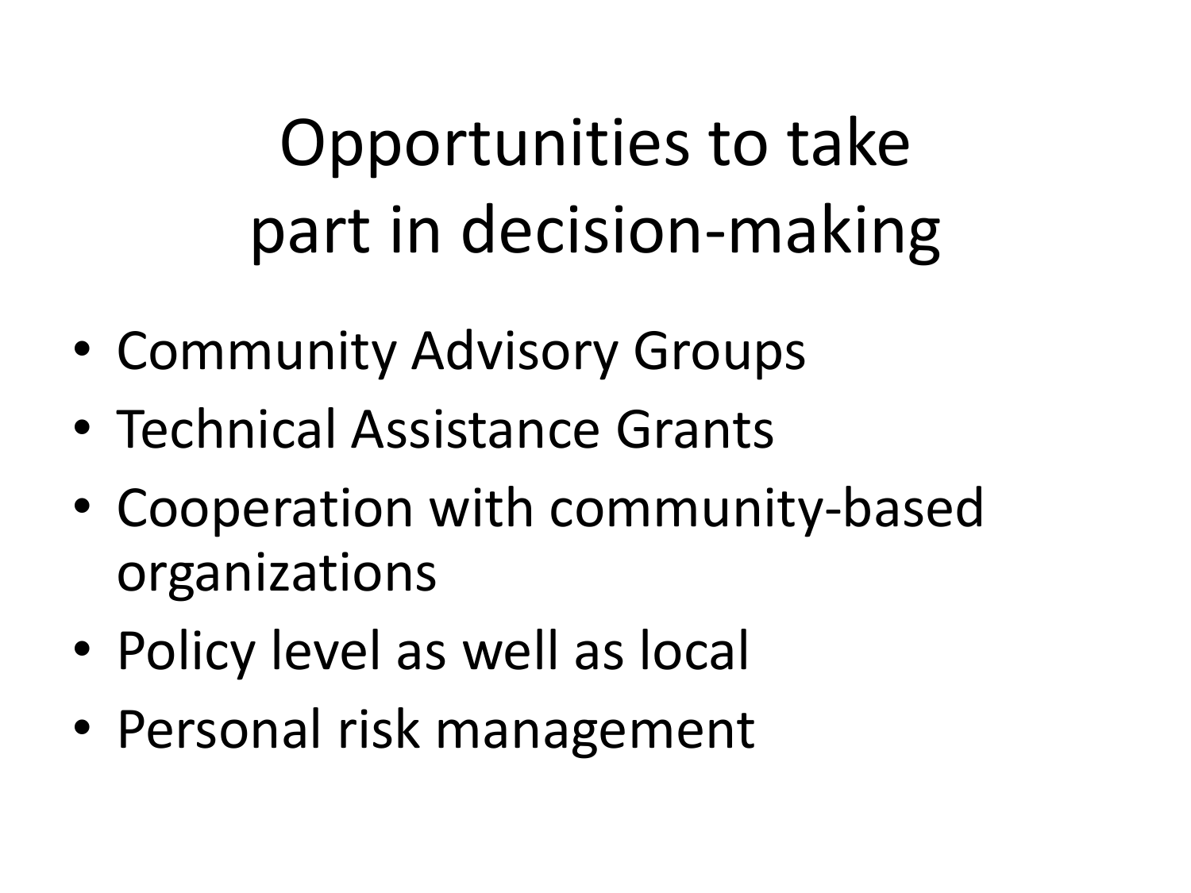# Opportunities to take part in decision-making

- Community Advisory Groups
- Technical Assistance Grants
- Cooperation with community-based organizations
- Policy level as well as local
- Personal risk management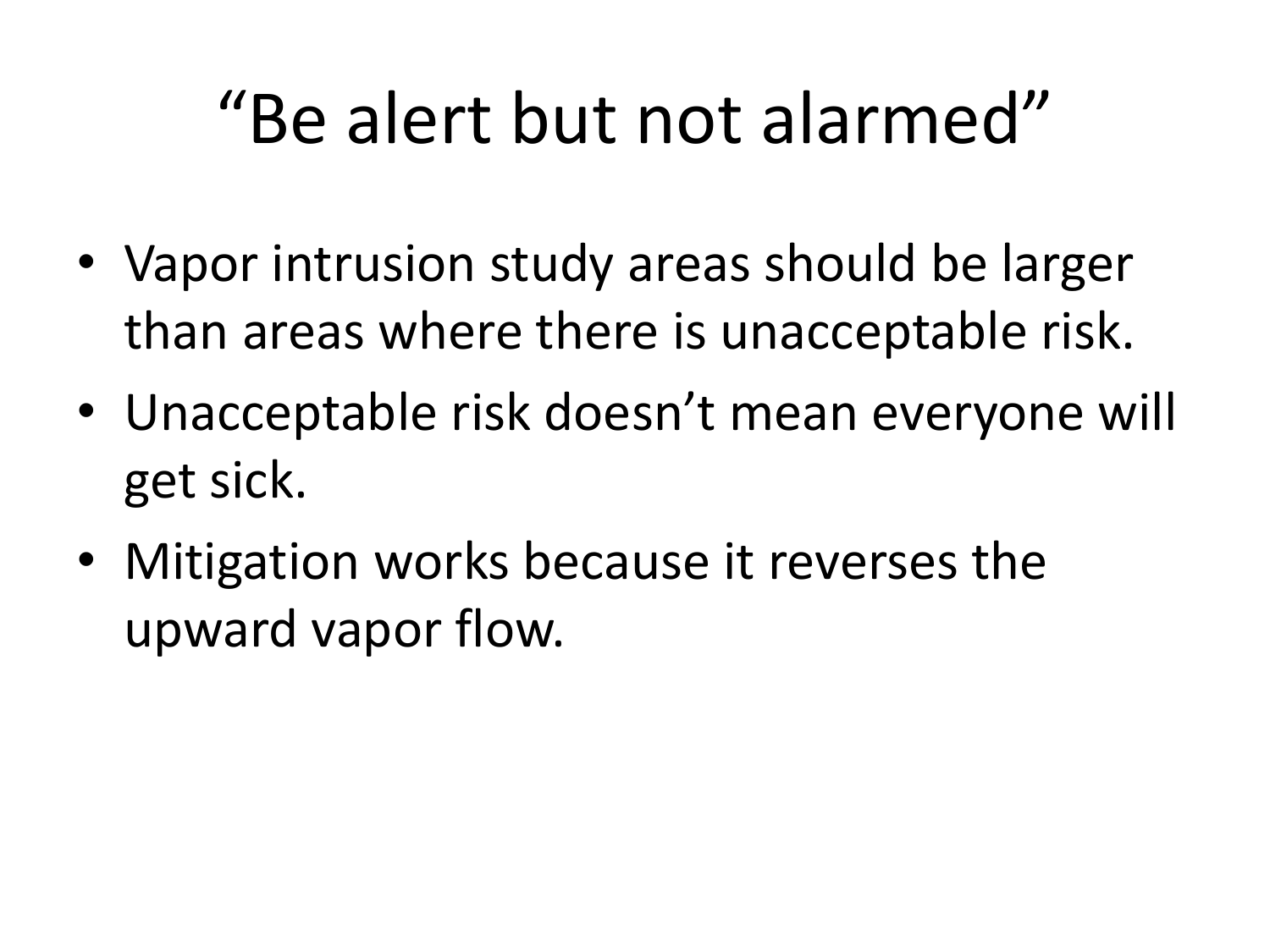# “Be alert but not alarmed”

- Vapor intrusion study areas should be larger than areas where there is unacceptable risk.
- Unacceptable risk doesn’t mean everyone will get sick.
- Mitigation works because it reverses the upward vapor flow.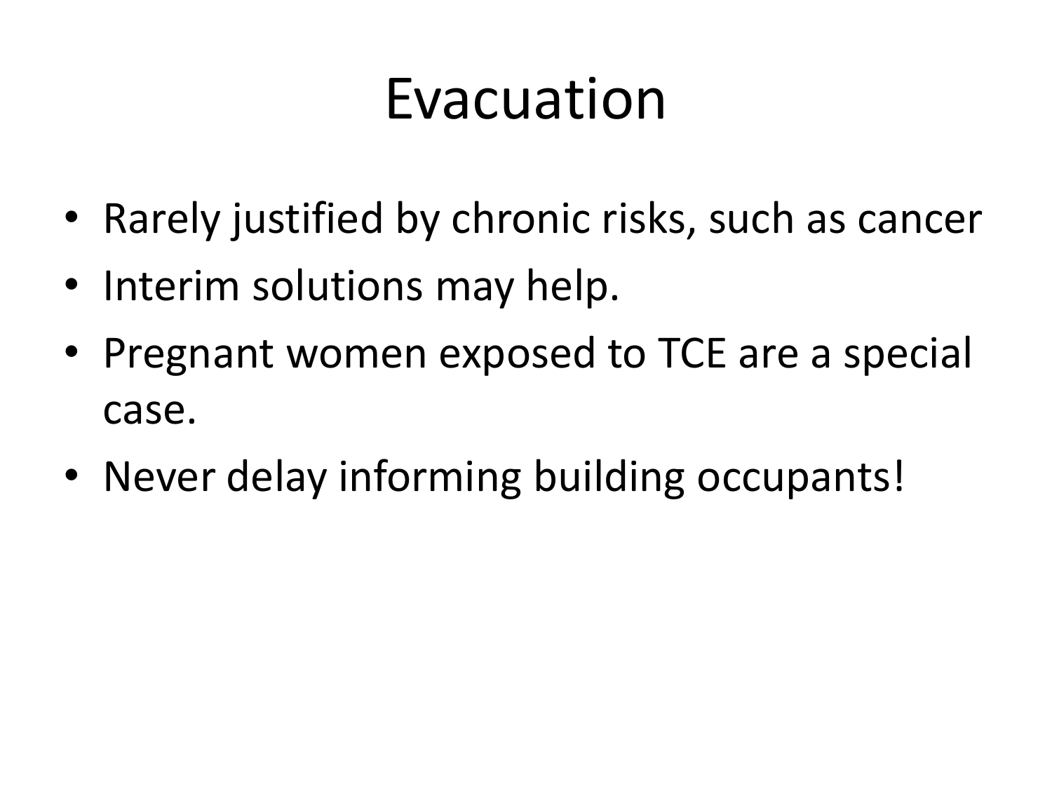# Evacuation

- Rarely justified by chronic risks, such as cancer
- Interim solutions may help.
- Pregnant women exposed to TCE are a special case.
- Never delay informing building occupants!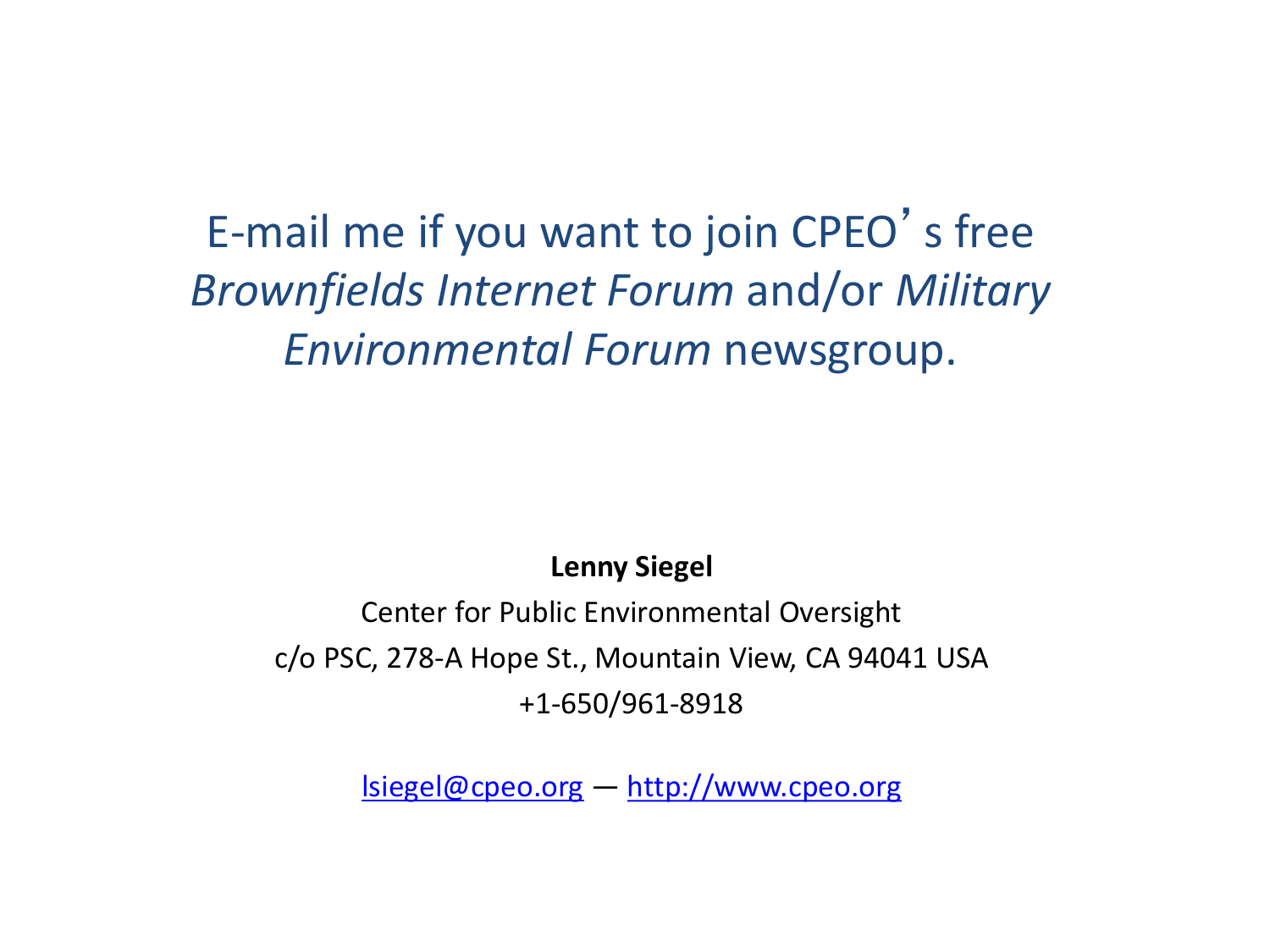E-mail me if you want to join CPEO's free *Brownfields Internet Forum* and/or *Military Environmental Forum* newsgroup.

**Lenny Siegel**

Center for Public Environmental Oversight

c/o PSC, 278-A Hope St., Mountain View, CA 94041 USA

+1-650/961-8918

lsiegel@cpeo.org — http://www.cpeo.org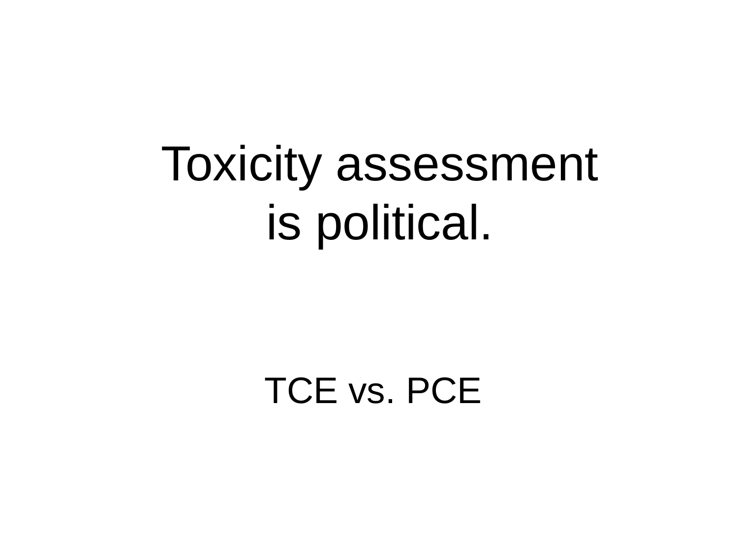# Toxicity assessment is political.

TCE vs. PCE